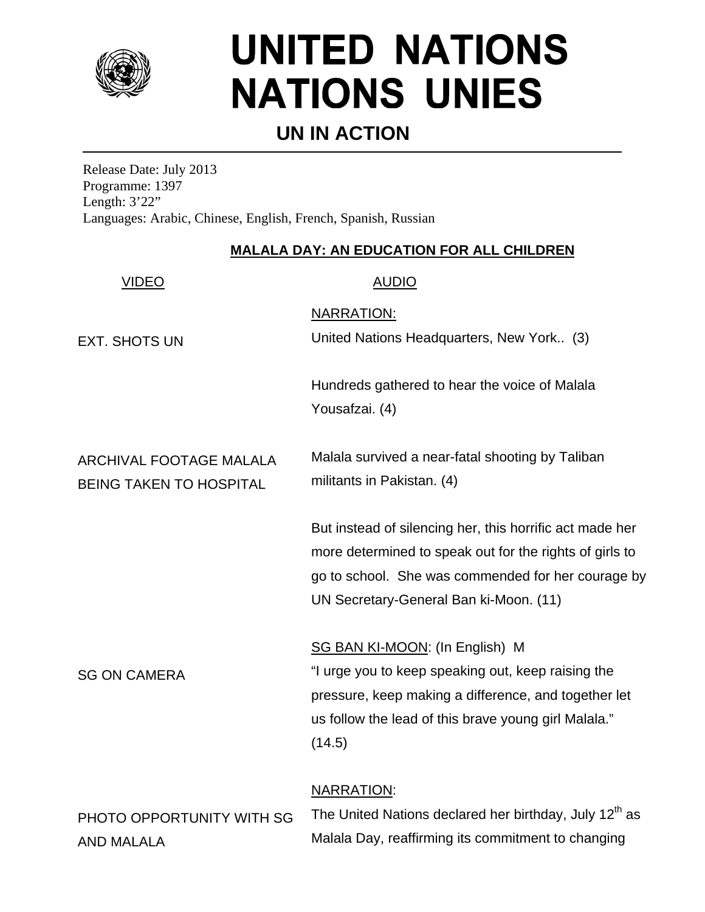# UNITED NATIONS
# NATIONS UNIES

## UN IN ACTION

Release Date: July 2013
Programme: 1397
Length: 3’22”
Languages: Arabic, Chinese, English, French, Spanish, Russian

### MALALA DAY: AN EDUCATION FOR ALL CHILDREN

| VIDEO | AUDIO |
|---|---|
| | NARRATION: |
| EXT. SHOTS UN | United Nations Headquarters, New York.. (3) |
| | Hundreds gathered to hear the voice of Malala Yousafzai. (4) |
| ARCHIVAL FOOTAGE MALALA BEING TAKEN TO HOSPITAL | Malala survived a near-fatal shooting by Taliban militants in Pakistan. (4) |
| | But instead of silencing her, this horrific act made her more determined to speak out for the rights of girls to go to school. She was commended for her courage by UN Secretary-General Ban ki-Moon. (11) |
| | SG BAN KI-MOON: (In English) M |
| SG ON CAMERA | “I urge you to keep speaking out, keep raising the pressure, keep making a difference, and together let us follow the lead of this brave young girl Malala.” (14.5) |
| | NARRATION: |
| PHOTO OPPORTUNITY WITH SG AND MALALA | The United Nations declared her birthday, July 12th as Malala Day, reaffirming its commitment to changing |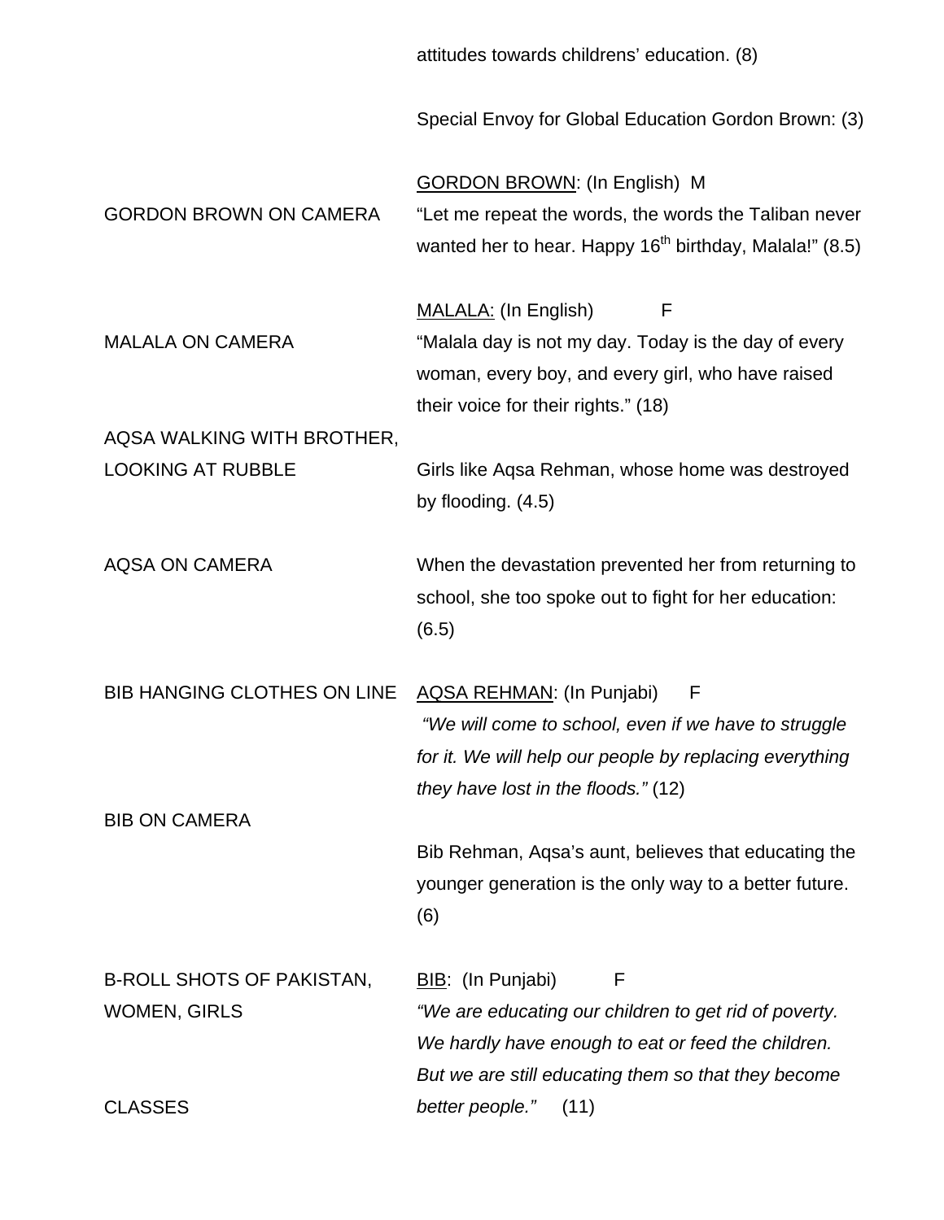| | |
|---|---|
| | attitudes towards childrens' education. (8) |
| | Special Envoy for Global Education Gordon Brown: (3) |
| GORDON BROWN ON CAMERA | GORDON BROWN: (In English) M<br>"Let me repeat the words, the words the Taliban never wanted her to hear. Happy 16th birthday, Malala!" (8.5) |
| MALALA ON CAMERA | MALALA: (In English) F<br>"Malala day is not my day. Today is the day of every woman, every boy, and every girl, who have raised their voice for their rights." (18) |
| AQSA WALKING WITH BROTHER, LOOKING AT RUBBLE | Girls like Aqsa Rehman, whose home was destroyed by flooding. (4.5) |
| AQSA ON CAMERA | When the devastation prevented her from returning to school, she too spoke out to fight for her education: (6.5) |
| BIB HANGING CLOTHES ON LINE | AQSA REHMAN: (In Punjabi) F<br>*"We will come to school, even if we have to struggle for it. We will help our people by replacing everything they have lost in the floods."* (12) |
| BIB ON CAMERA | Bib Rehman, Aqsa's aunt, believes that educating the younger generation is the only way to a better future. (6) |
| B-ROLL SHOTS OF PAKISTAN, WOMEN, GIRLS<br><br>CLASSES | BIB: (In Punjabi) F<br>*"We are educating our children to get rid of poverty. We hardly have enough to eat or feed the children. But we are still educating them so that they become better people."* (11) |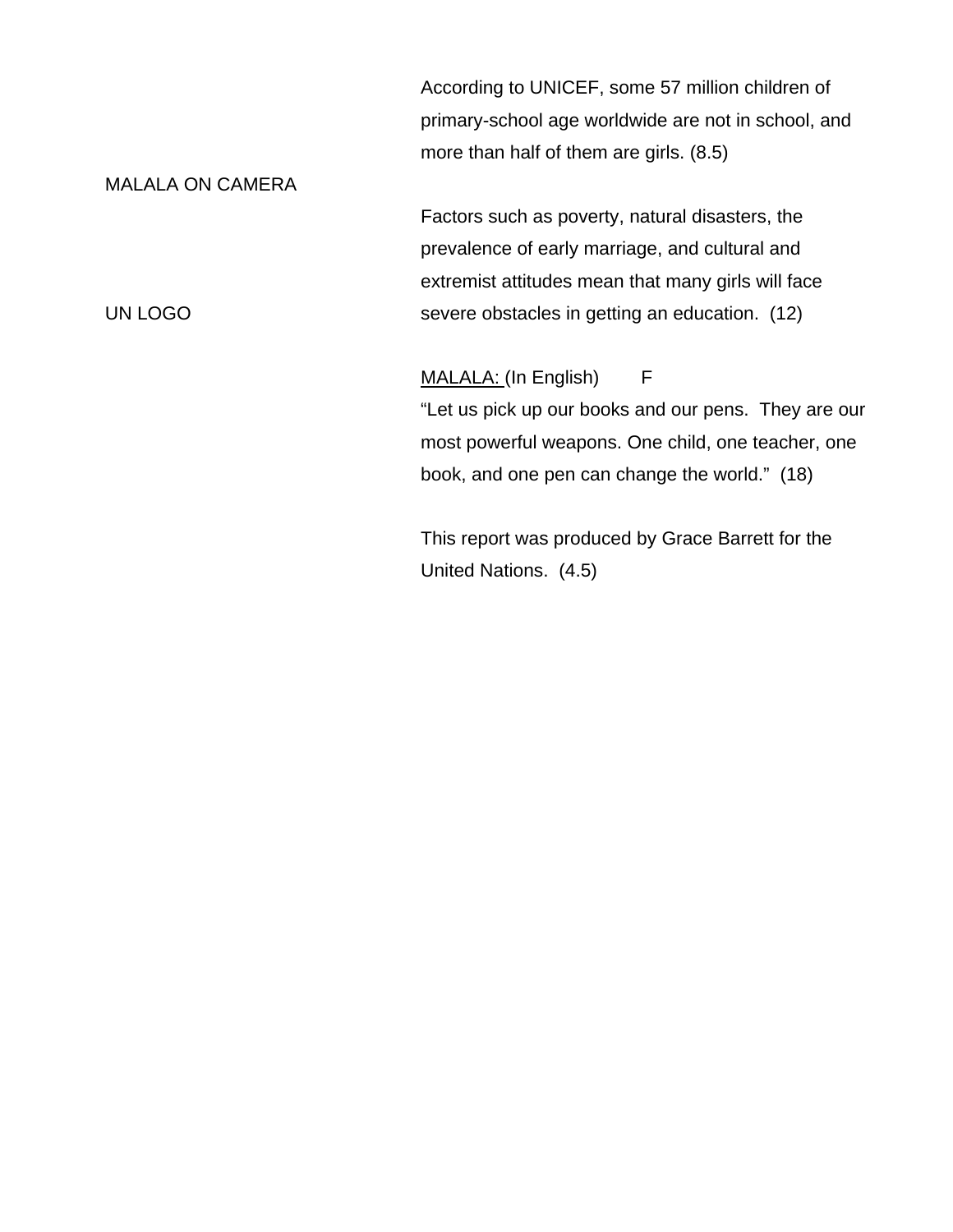According to UNICEF, some 57 million children of primary-school age worldwide are not in school, and more than half of them are girls. (8.5)

MALALA ON CAMERA

Factors such as poverty, natural disasters, the prevalence of early marriage, and cultural and extremist attitudes mean that many girls will face severe obstacles in getting an education. (12)

UN LOGO

MALALA: (In English) F

"Let us pick up our books and our pens. They are our most powerful weapons. One child, one teacher, one book, and one pen can change the world." (18)

This report was produced by Grace Barrett for the United Nations. (4.5)